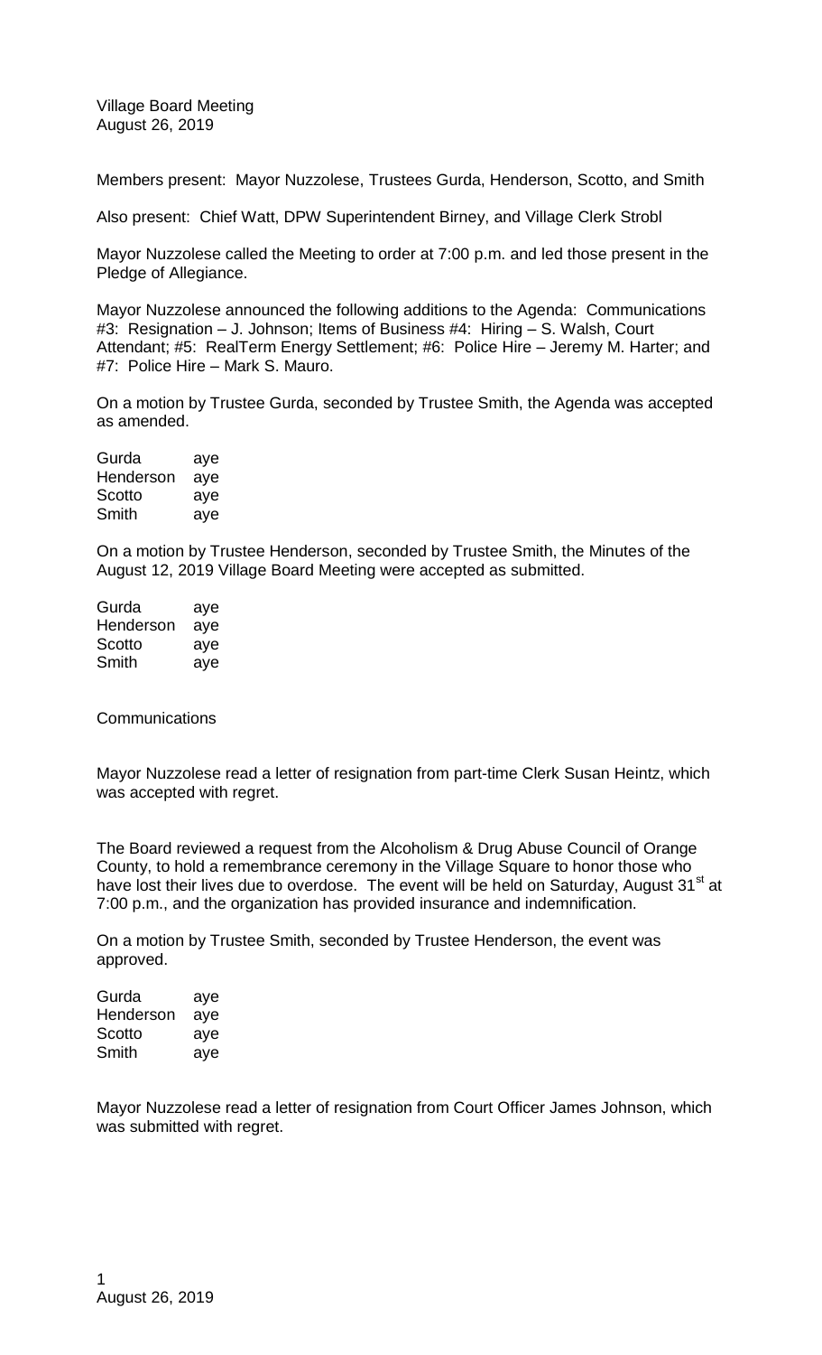Village Board Meeting
August 26, 2019

Members present: Mayor Nuzzolese, Trustees Gurda, Henderson, Scotto, and Smith

Also present: Chief Watt, DPW Superintendent Birney, and Village Clerk Strobl

Mayor Nuzzolese called the Meeting to order at 7:00 p.m. and led those present in the Pledge of Allegiance.

Mayor Nuzzolese announced the following additions to the Agenda: Communications #3: Resignation – J. Johnson; Items of Business #4: Hiring – S. Walsh, Court Attendant; #5: RealTerm Energy Settlement; #6: Police Hire – Jeremy M. Harter; and #7: Police Hire – Mark S. Mauro.

On a motion by Trustee Gurda, seconded by Trustee Smith, the Agenda was accepted as amended.

| | |
|---|---|
| Gurda | aye |
| Henderson | aye |
| Scotto | aye |
| Smith | aye |

On a motion by Trustee Henderson, seconded by Trustee Smith, the Minutes of the August 12, 2019 Village Board Meeting were accepted as submitted.

| | |
|---|---|
| Gurda | aye |
| Henderson | aye |
| Scotto | aye |
| Smith | aye |

Communications

Mayor Nuzzolese read a letter of resignation from part-time Clerk Susan Heintz, which was accepted with regret.

The Board reviewed a request from the Alcoholism & Drug Abuse Council of Orange County, to hold a remembrance ceremony in the Village Square to honor those who have lost their lives due to overdose. The event will be held on Saturday, August 31st at 7:00 p.m., and the organization has provided insurance and indemnification.

On a motion by Trustee Smith, seconded by Trustee Henderson, the event was approved.

| | |
|---|---|
| Gurda | aye |
| Henderson | aye |
| Scotto | aye |
| Smith | aye |

Mayor Nuzzolese read a letter of resignation from Court Officer James Johnson, which was submitted with regret.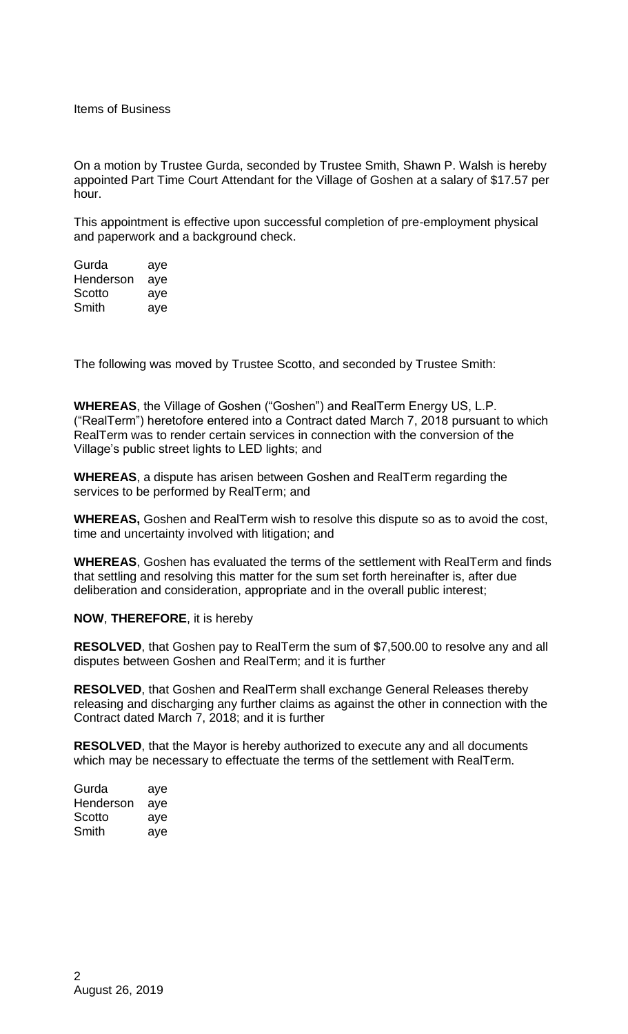Items of Business

On a motion by Trustee Gurda, seconded by Trustee Smith, Shawn P. Walsh is hereby appointed Part Time Court Attendant for the Village of Goshen at a salary of $17.57 per hour.

This appointment is effective upon successful completion of pre-employment physical and paperwork and a background check.

| | |
|---|---|
| Gurda | aye |
| Henderson | aye |
| Scotto | aye |
| Smith | aye |

The following was moved by Trustee Scotto, and seconded by Trustee Smith:

**WHEREAS**, the Village of Goshen ("Goshen") and RealTerm Energy US, L.P. ("RealTerm") heretofore entered into a Contract dated March 7, 2018 pursuant to which RealTerm was to render certain services in connection with the conversion of the Village's public street lights to LED lights; and

**WHEREAS**, a dispute has arisen between Goshen and RealTerm regarding the services to be performed by RealTerm; and

**WHEREAS,** Goshen and RealTerm wish to resolve this dispute so as to avoid the cost, time and uncertainty involved with litigation; and

**WHEREAS**, Goshen has evaluated the terms of the settlement with RealTerm and finds that settling and resolving this matter for the sum set forth hereinafter is, after due deliberation and consideration, appropriate and in the overall public interest;

**NOW**, **THEREFORE**, it is hereby

**RESOLVED**, that Goshen pay to RealTerm the sum of $7,500.00 to resolve any and all disputes between Goshen and RealTerm; and it is further

**RESOLVED**, that Goshen and RealTerm shall exchange General Releases thereby releasing and discharging any further claims as against the other in connection with the Contract dated March 7, 2018; and it is further

**RESOLVED**, that the Mayor is hereby authorized to execute any and all documents which may be necessary to effectuate the terms of the settlement with RealTerm.

| | |
|---|---|
| Gurda | aye |
| Henderson | aye |
| Scotto | aye |
| Smith | aye |

August 26, 2019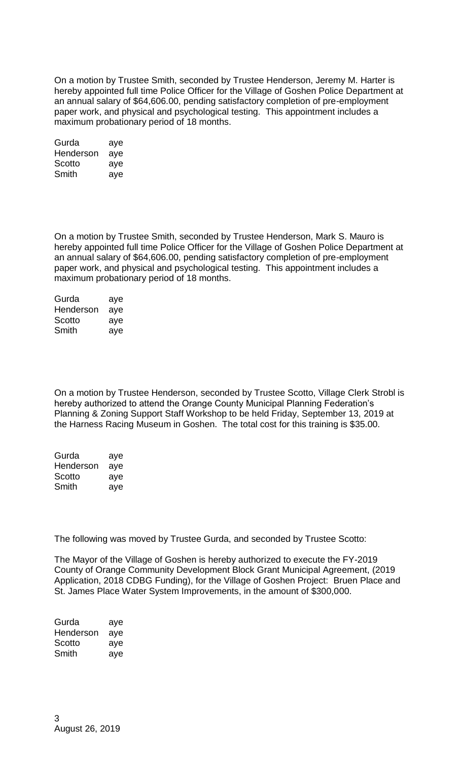On a motion by Trustee Smith, seconded by Trustee Henderson, Jeremy M. Harter is hereby appointed full time Police Officer for the Village of Goshen Police Department at an annual salary of $64,606.00, pending satisfactory completion of pre-employment paper work, and physical and psychological testing. This appointment includes a maximum probationary period of 18 months.

| | |
|---|---|
| Gurda | aye |
| Henderson | aye |
| Scotto | aye |
| Smith | aye |

On a motion by Trustee Smith, seconded by Trustee Henderson, Mark S. Mauro is hereby appointed full time Police Officer for the Village of Goshen Police Department at an annual salary of $64,606.00, pending satisfactory completion of pre-employment paper work, and physical and psychological testing. This appointment includes a maximum probationary period of 18 months.

| | |
|---|---|
| Gurda | aye |
| Henderson | aye |
| Scotto | aye |
| Smith | aye |

On a motion by Trustee Henderson, seconded by Trustee Scotto, Village Clerk Strobl is hereby authorized to attend the Orange County Municipal Planning Federation's Planning & Zoning Support Staff Workshop to be held Friday, September 13, 2019 at the Harness Racing Museum in Goshen. The total cost for this training is $35.00.

| | |
|---|---|
| Gurda | aye |
| Henderson | aye |
| Scotto | aye |
| Smith | aye |

The following was moved by Trustee Gurda, and seconded by Trustee Scotto:

The Mayor of the Village of Goshen is hereby authorized to execute the FY-2019 County of Orange Community Development Block Grant Municipal Agreement, (2019 Application, 2018 CDBG Funding), for the Village of Goshen Project: Bruen Place and St. James Place Water System Improvements, in the amount of $300,000.

| | |
|---|---|
| Gurda | aye |
| Henderson | aye |
| Scotto | aye |
| Smith | aye |

August 26, 2019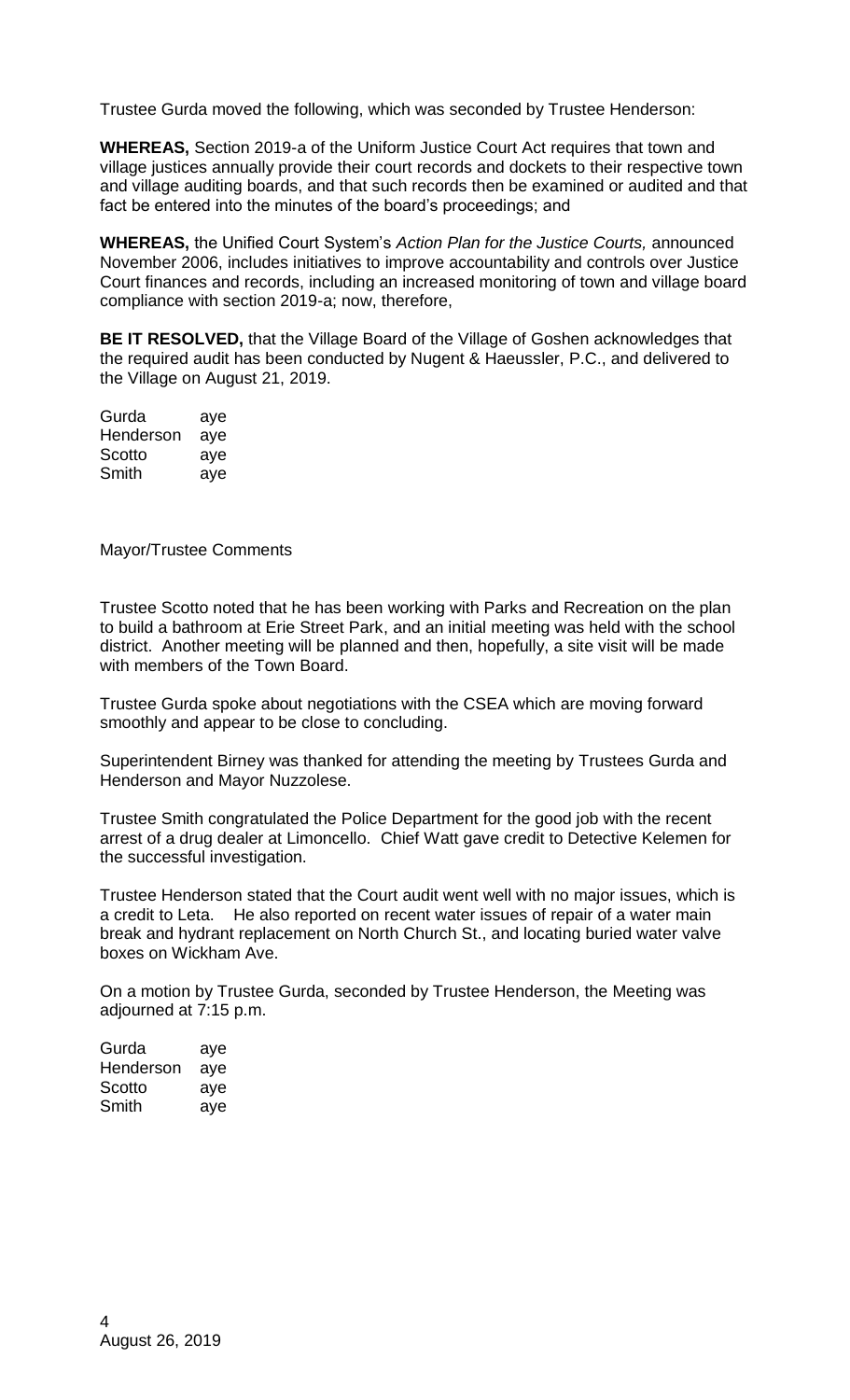Trustee Gurda moved the following, which was seconded by Trustee Henderson:

**WHEREAS,** Section 2019-a of the Uniform Justice Court Act requires that town and village justices annually provide their court records and dockets to their respective town and village auditing boards, and that such records then be examined or audited and that fact be entered into the minutes of the board's proceedings; and

**WHEREAS,** the Unified Court System's *Action Plan for the Justice Courts,* announced November 2006, includes initiatives to improve accountability and controls over Justice Court finances and records, including an increased monitoring of town and village board compliance with section 2019-a; now, therefore,

**BE IT RESOLVED,** that the Village Board of the Village of Goshen acknowledges that the required audit has been conducted by Nugent & Haeussler, P.C., and delivered to the Village on August 21, 2019.

| | |
|---|---|
| Gurda | aye |
| Henderson | aye |
| Scotto | aye |
| Smith | aye |

Mayor/Trustee Comments

Trustee Scotto noted that he has been working with Parks and Recreation on the plan to build a bathroom at Erie Street Park, and an initial meeting was held with the school district. Another meeting will be planned and then, hopefully, a site visit will be made with members of the Town Board.

Trustee Gurda spoke about negotiations with the CSEA which are moving forward smoothly and appear to be close to concluding.

Superintendent Birney was thanked for attending the meeting by Trustees Gurda and Henderson and Mayor Nuzzolese.

Trustee Smith congratulated the Police Department for the good job with the recent arrest of a drug dealer at Limoncello. Chief Watt gave credit to Detective Kelemen for the successful investigation.

Trustee Henderson stated that the Court audit went well with no major issues, which is a credit to Leta. He also reported on recent water issues of repair of a water main break and hydrant replacement on North Church St., and locating buried water valve boxes on Wickham Ave.

On a motion by Trustee Gurda, seconded by Trustee Henderson, the Meeting was adjourned at 7:15 p.m.

| | |
|---|---|
| Gurda | aye |
| Henderson | aye |
| Scotto | aye |
| Smith | aye |

August 26, 2019